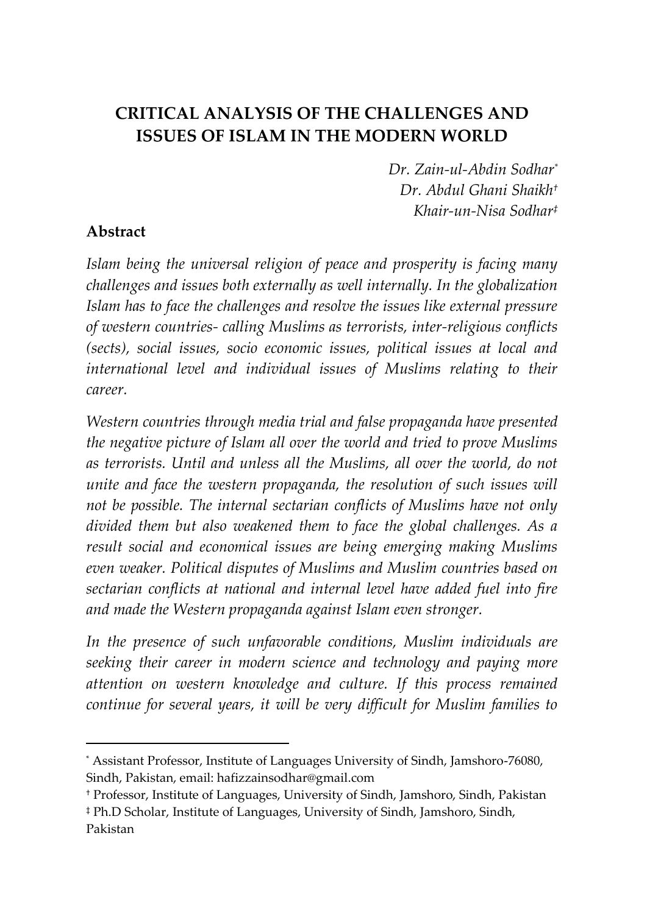# CRITICAL ANALYSIS OF THE CHALLENGES AND ISSUES OF ISLAM IN THE MODERN WORLD

*Dr. Zain-ul-Abdin Sodhar*[*]
*Dr. Abdul Ghani Shaikh*[†]
*Khair-un-Nisa Sodhar*[‡]

## Abstract

*Islam being the universal religion of peace and prosperity is facing many challenges and issues both externally as well internally. In the globalization Islam has to face the challenges and resolve the issues like external pressure of western countries- calling Muslims as terrorists, inter-religious conflicts (sects), social issues, socio economic issues, political issues at local and international level and individual issues of Muslims relating to their career.*

*Western countries through media trial and false propaganda have presented the negative picture of Islam all over the world and tried to prove Muslims as terrorists. Until and unless all the Muslims, all over the world, do not unite and face the western propaganda, the resolution of such issues will not be possible. The internal sectarian conflicts of Muslims have not only divided them but also weakened them to face the global challenges. As a result social and economical issues are being emerging making Muslims even weaker. Political disputes of Muslims and Muslim countries based on sectarian conflicts at national and internal level have added fuel into fire and made the Western propaganda against Islam even stronger.*

*In the presence of such unfavorable conditions, Muslim individuals are seeking their career in modern science and technology and paying more attention on western knowledge and culture. If this process remained continue for several years, it will be very difficult for Muslim families to*

---

[*] Assistant Professor, Institute of Languages University of Sindh, Jamshoro-76080, Sindh, Pakistan, email: hafizzainsodhar@gmail.com

[†] Professor, Institute of Languages, University of Sindh, Jamshoro, Sindh, Pakistan

[‡] Ph.D Scholar, Institute of Languages, University of Sindh, Jamshoro, Sindh, Pakistan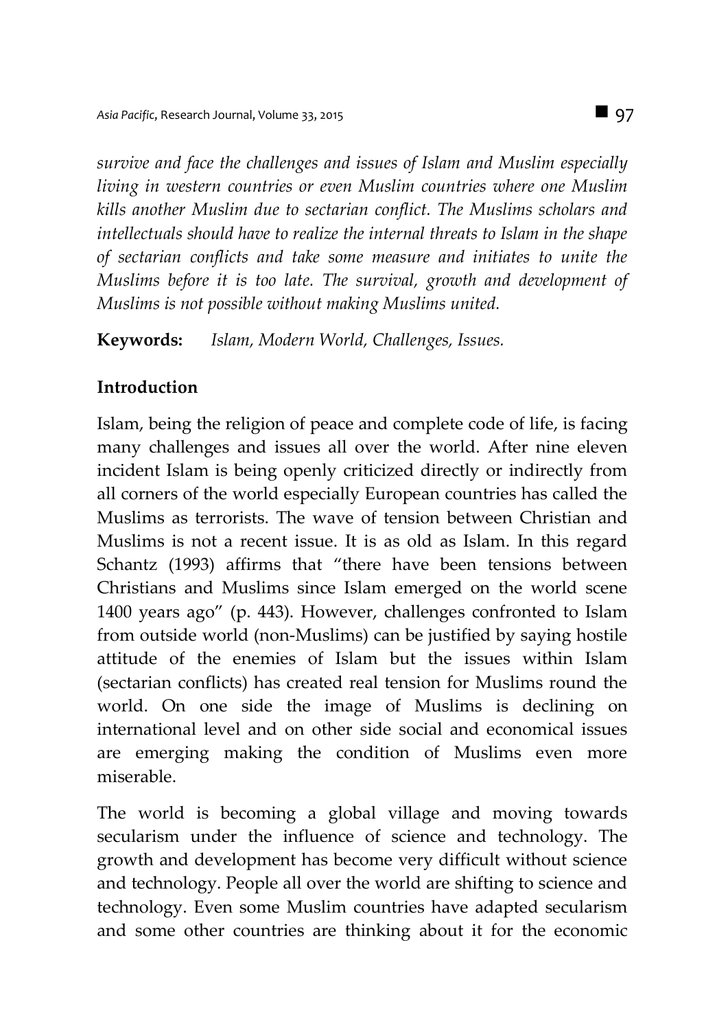*survive and face the challenges and issues of Islam and Muslim especially living in western countries or even Muslim countries where one Muslim kills another Muslim due to sectarian conflict. The Muslims scholars and intellectuals should have to realize the internal threats to Islam in the shape of sectarian conflicts and take some measure and initiates to unite the Muslims before it is too late. The survival, growth and development of Muslims is not possible without making Muslims united.*

**Keywords:** *Islam, Modern World, Challenges, Issues.*

## Introduction

Islam, being the religion of peace and complete code of life, is facing many challenges and issues all over the world. After nine eleven incident Islam is being openly criticized directly or indirectly from all corners of the world especially European countries has called the Muslims as terrorists. The wave of tension between Christian and Muslims is not a recent issue. It is as old as Islam. In this regard Schantz (1993) affirms that "there have been tensions between Christians and Muslims since Islam emerged on the world scene 1400 years ago" (p. 443). However, challenges confronted to Islam from outside world (non-Muslims) can be justified by saying hostile attitude of the enemies of Islam but the issues within Islam (sectarian conflicts) has created real tension for Muslims round the world. On one side the image of Muslims is declining on international level and on other side social and economical issues are emerging making the condition of Muslims even more miserable.

The world is becoming a global village and moving towards secularism under the influence of science and technology. The growth and development has become very difficult without science and technology. People all over the world are shifting to science and technology. Even some Muslim countries have adapted secularism and some other countries are thinking about it for the economic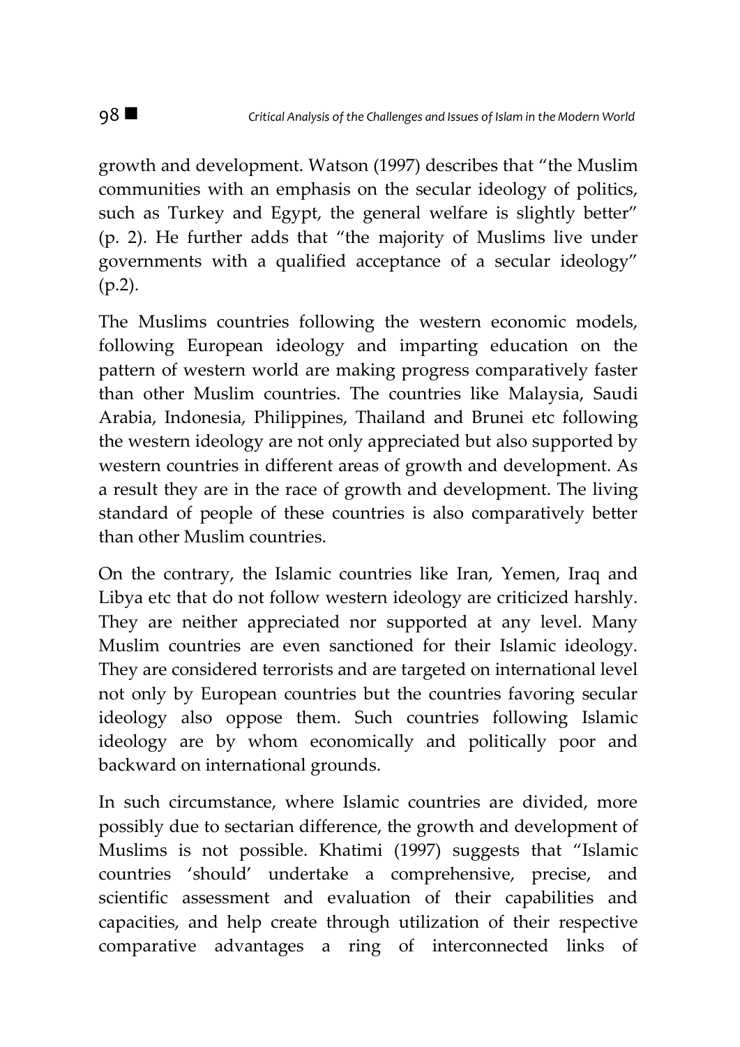growth and development. Watson (1997) describes that "the Muslim communities with an emphasis on the secular ideology of politics, such as Turkey and Egypt, the general welfare is slightly better" (p. 2). He further adds that "the majority of Muslims live under governments with a qualified acceptance of a secular ideology" (p.2).

The Muslims countries following the western economic models, following European ideology and imparting education on the pattern of western world are making progress comparatively faster than other Muslim countries. The countries like Malaysia, Saudi Arabia, Indonesia, Philippines, Thailand and Brunei etc following the western ideology are not only appreciated but also supported by western countries in different areas of growth and development. As a result they are in the race of growth and development. The living standard of people of these countries is also comparatively better than other Muslim countries.

On the contrary, the Islamic countries like Iran, Yemen, Iraq and Libya etc that do not follow western ideology are criticized harshly. They are neither appreciated nor supported at any level. Many Muslim countries are even sanctioned for their Islamic ideology. They are considered terrorists and are targeted on international level not only by European countries but the countries favoring secular ideology also oppose them. Such countries following Islamic ideology are by whom economically and politically poor and backward on international grounds.

In such circumstance, where Islamic countries are divided, more possibly due to sectarian difference, the growth and development of Muslims is not possible. Khatimi (1997) suggests that "Islamic countries 'should' undertake a comprehensive, precise, and scientific assessment and evaluation of their capabilities and capacities, and help create through utilization of their respective comparative advantages a ring of interconnected links of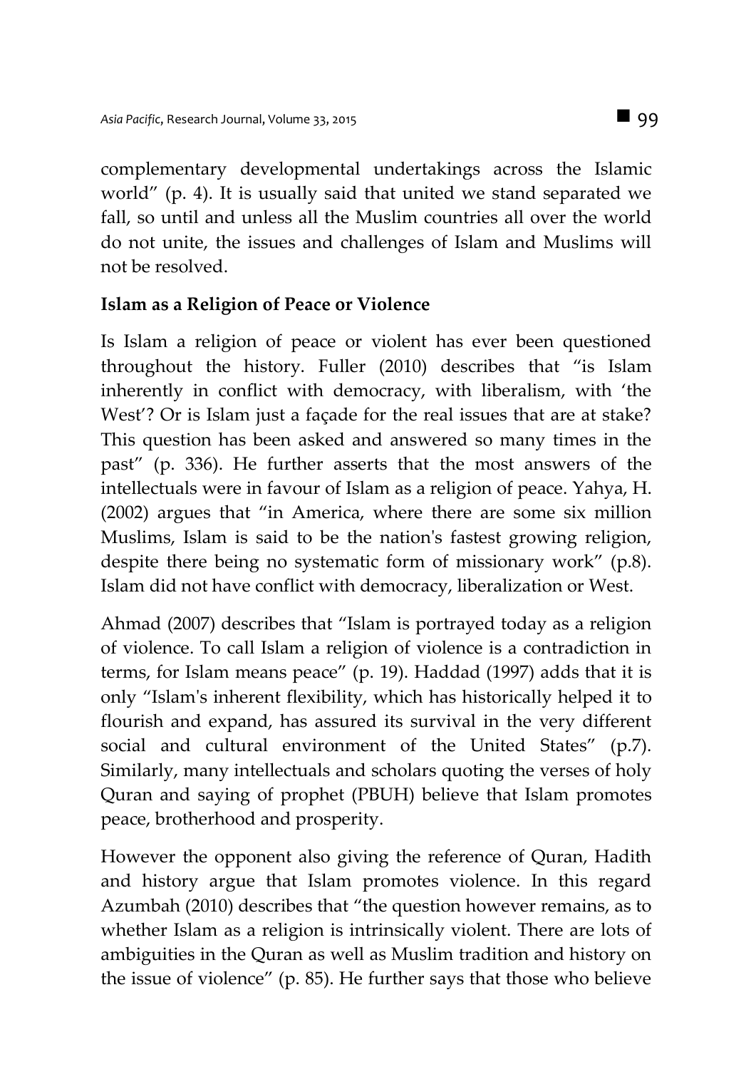complementary developmental undertakings across the Islamic world" (p. 4). It is usually said that united we stand separated we fall, so until and unless all the Muslim countries all over the world do not unite, the issues and challenges of Islam and Muslims will not be resolved.

**Islam as a Religion of Peace or Violence**

Is Islam a religion of peace or violent has ever been questioned throughout the history. Fuller (2010) describes that "is Islam inherently in conflict with democracy, with liberalism, with 'the West'? Or is Islam just a façade for the real issues that are at stake? This question has been asked and answered so many times in the past" (p. 336). He further asserts that the most answers of the intellectuals were in favour of Islam as a religion of peace. Yahya, H. (2002) argues that "in America, where there are some six million Muslims, Islam is said to be the nation's fastest growing religion, despite there being no systematic form of missionary work" (p.8). Islam did not have conflict with democracy, liberalization or West.

Ahmad (2007) describes that "Islam is portrayed today as a religion of violence. To call Islam a religion of violence is a contradiction in terms, for Islam means peace" (p. 19). Haddad (1997) adds that it is only "Islam's inherent flexibility, which has historically helped it to flourish and expand, has assured its survival in the very different social and cultural environment of the United States" (p.7). Similarly, many intellectuals and scholars quoting the verses of holy Quran and saying of prophet (PBUH) believe that Islam promotes peace, brotherhood and prosperity.

However the opponent also giving the reference of Quran, Hadith and history argue that Islam promotes violence. In this regard Azumbah (2010) describes that "the question however remains, as to whether Islam as a religion is intrinsically violent. There are lots of ambiguities in the Quran as well as Muslim tradition and history on the issue of violence" (p. 85). He further says that those who believe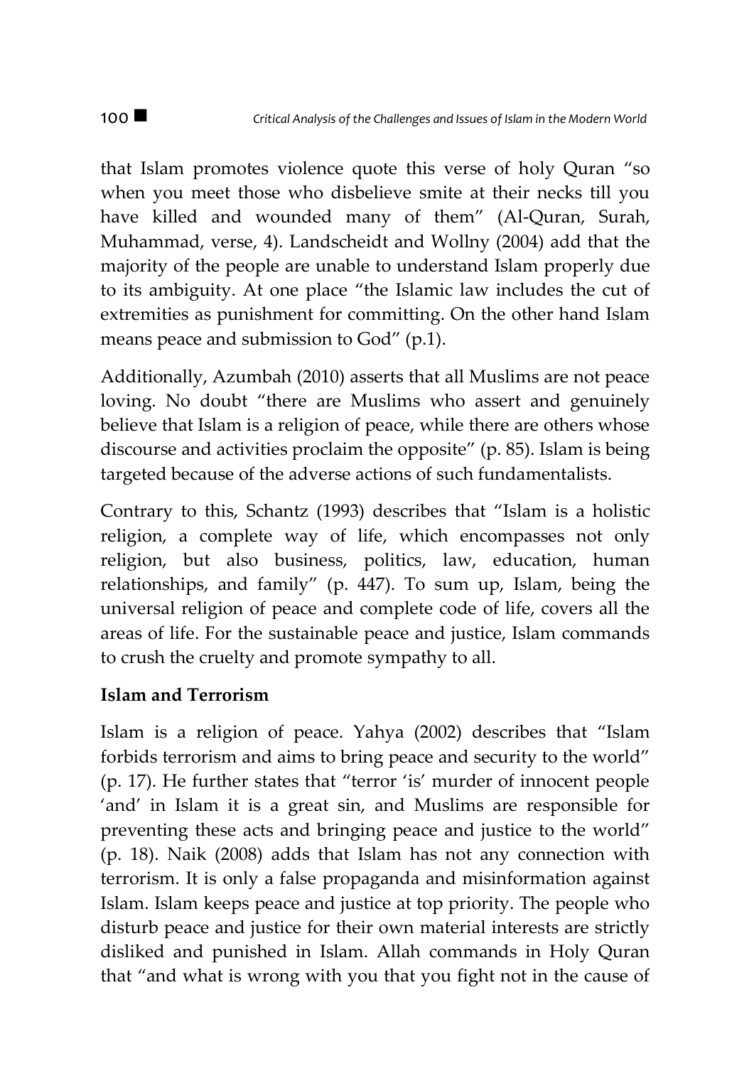that Islam promotes violence quote this verse of holy Quran "so when you meet those who disbelieve smite at their necks till you have killed and wounded many of them" (Al-Quran, Surah, Muhammad, verse, 4). Landscheidt and Wollny (2004) add that the majority of the people are unable to understand Islam properly due to its ambiguity. At one place "the Islamic law includes the cut of extremities as punishment for committing. On the other hand Islam means peace and submission to God" (p.1).

Additionally, Azumbah (2010) asserts that all Muslims are not peace loving. No doubt "there are Muslims who assert and genuinely believe that Islam is a religion of peace, while there are others whose discourse and activities proclaim the opposite" (p. 85). Islam is being targeted because of the adverse actions of such fundamentalists.

Contrary to this, Schantz (1993) describes that "Islam is a holistic religion, a complete way of life, which encompasses not only religion, but also business, politics, law, education, human relationships, and family" (p. 447). To sum up, Islam, being the universal religion of peace and complete code of life, covers all the areas of life. For the sustainable peace and justice, Islam commands to crush the cruelty and promote sympathy to all.

**Islam and Terrorism**

Islam is a religion of peace. Yahya (2002) describes that "Islam forbids terrorism and aims to bring peace and security to the world" (p. 17). He further states that "terror 'is' murder of innocent people 'and' in Islam it is a great sin, and Muslims are responsible for preventing these acts and bringing peace and justice to the world" (p. 18). Naik (2008) adds that Islam has not any connection with terrorism. It is only a false propaganda and misinformation against Islam. Islam keeps peace and justice at top priority. The people who disturb peace and justice for their own material interests are strictly disliked and punished in Islam. Allah commands in Holy Quran that "and what is wrong with you that you fight not in the cause of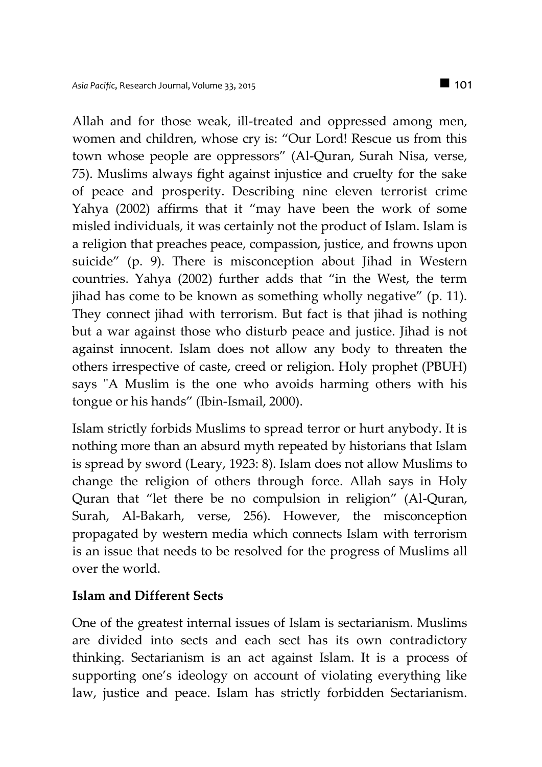Allah and for those weak, ill-treated and oppressed among men, women and children, whose cry is: "Our Lord! Rescue us from this town whose people are oppressors" (Al-Quran, Surah Nisa, verse, 75). Muslims always fight against injustice and cruelty for the sake of peace and prosperity. Describing nine eleven terrorist crime Yahya (2002) affirms that it "may have been the work of some misled individuals, it was certainly not the product of Islam. Islam is a religion that preaches peace, compassion, justice, and frowns upon suicide" (p. 9). There is misconception about Jihad in Western countries. Yahya (2002) further adds that "in the West, the term jihad has come to be known as something wholly negative" (p. 11). They connect jihad with terrorism. But fact is that jihad is nothing but a war against those who disturb peace and justice. Jihad is not against innocent. Islam does not allow any body to threaten the others irrespective of caste, creed or religion. Holy prophet (PBUH) says "A Muslim is the one who avoids harming others with his tongue or his hands" (Ibin-Ismail, 2000).

Islam strictly forbids Muslims to spread terror or hurt anybody. It is nothing more than an absurd myth repeated by historians that Islam is spread by sword (Leary, 1923: 8). Islam does not allow Muslims to change the religion of others through force. Allah says in Holy Quran that "let there be no compulsion in religion" (Al-Quran, Surah, Al-Bakarh, verse, 256). However, the misconception propagated by western media which connects Islam with terrorism is an issue that needs to be resolved for the progress of Muslims all over the world.

## Islam and Different Sects

One of the greatest internal issues of Islam is sectarianism. Muslims are divided into sects and each sect has its own contradictory thinking. Sectarianism is an act against Islam. It is a process of supporting one's ideology on account of violating everything like law, justice and peace. Islam has strictly forbidden Sectarianism.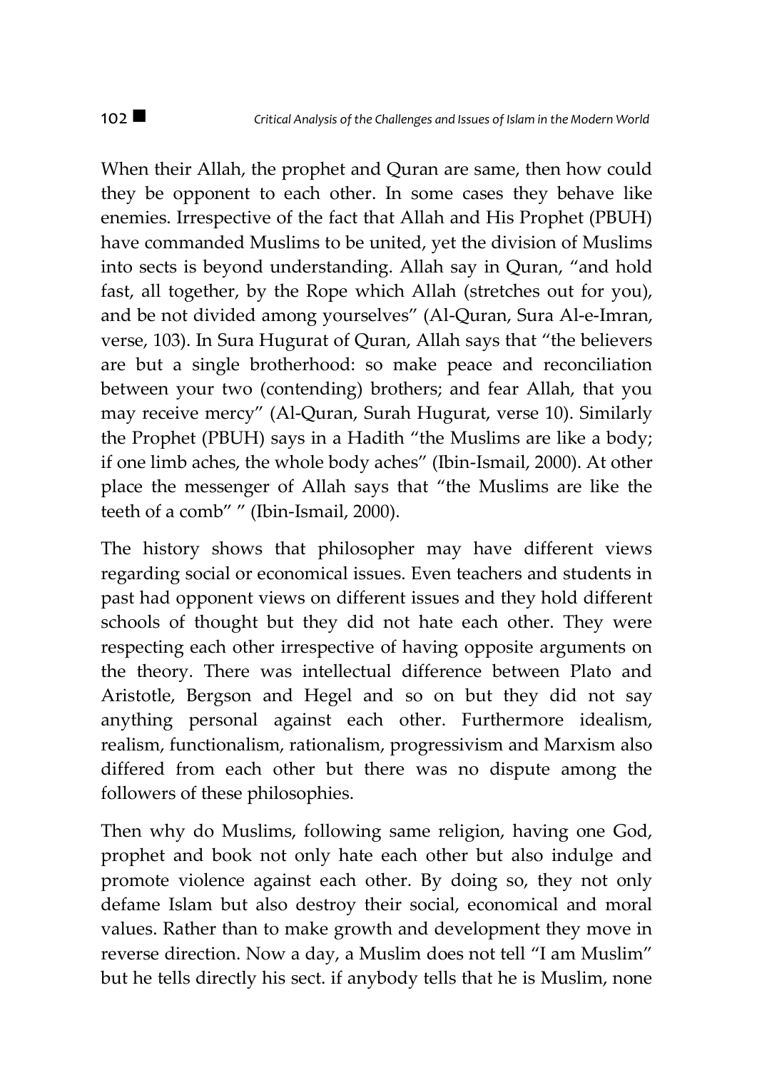When their Allah, the prophet and Quran are same, then how could they be opponent to each other. In some cases they behave like enemies. Irrespective of the fact that Allah and His Prophet (PBUH) have commanded Muslims to be united, yet the division of Muslims into sects is beyond understanding. Allah say in Quran, "and hold fast, all together, by the Rope which Allah (stretches out for you), and be not divided among yourselves" (Al-Quran, Sura Al-e-Imran, verse, 103). In Sura Hugurat of Quran, Allah says that "the believers are but a single brotherhood: so make peace and reconciliation between your two (contending) brothers; and fear Allah, that you may receive mercy" (Al-Quran, Surah Hugurat, verse 10). Similarly the Prophet (PBUH) says in a Hadith "the Muslims are like a body; if one limb aches, the whole body aches" (Ibin-Ismail, 2000). At other place the messenger of Allah says that "the Muslims are like the teeth of a comb" " (Ibin-Ismail, 2000).

The history shows that philosopher may have different views regarding social or economical issues. Even teachers and students in past had opponent views on different issues and they hold different schools of thought but they did not hate each other. They were respecting each other irrespective of having opposite arguments on the theory. There was intellectual difference between Plato and Aristotle, Bergson and Hegel and so on but they did not say anything personal against each other. Furthermore idealism, realism, functionalism, rationalism, progressivism and Marxism also differed from each other but there was no dispute among the followers of these philosophies.

Then why do Muslims, following same religion, having one God, prophet and book not only hate each other but also indulge and promote violence against each other. By doing so, they not only defame Islam but also destroy their social, economical and moral values. Rather than to make growth and development they move in reverse direction. Now a day, a Muslim does not tell "I am Muslim" but he tells directly his sect. if anybody tells that he is Muslim, none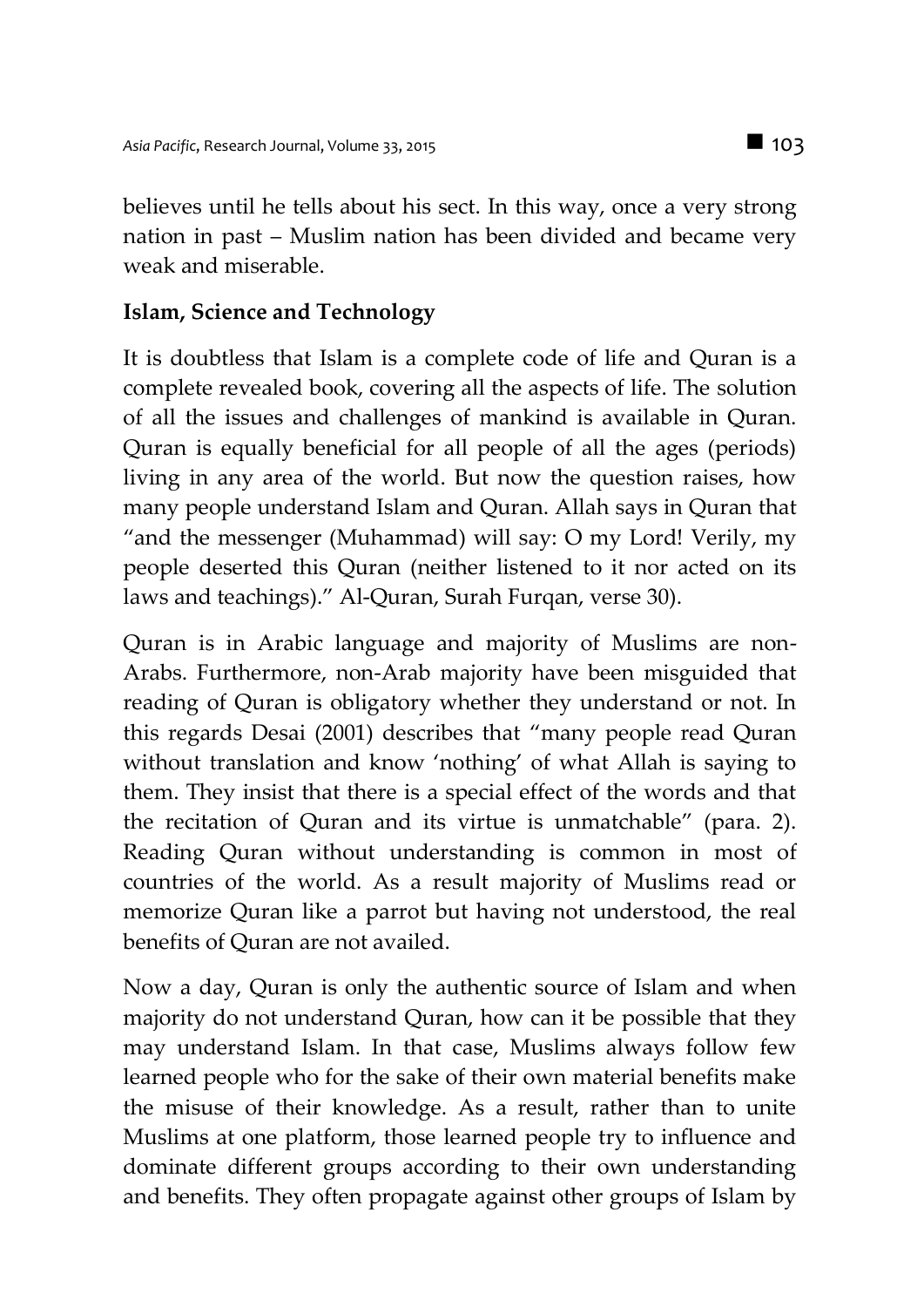believes until he tells about his sect. In this way, once a very strong nation in past – Muslim nation has been divided and became very weak and miserable.

**Islam, Science and Technology**

It is doubtless that Islam is a complete code of life and Quran is a complete revealed book, covering all the aspects of life. The solution of all the issues and challenges of mankind is available in Quran. Quran is equally beneficial for all people of all the ages (periods) living in any area of the world. But now the question raises, how many people understand Islam and Quran. Allah says in Quran that "and the messenger (Muhammad) will say: O my Lord! Verily, my people deserted this Quran (neither listened to it nor acted on its laws and teachings)." Al-Quran, Surah Furqan, verse 30).

Quran is in Arabic language and majority of Muslims are non-Arabs. Furthermore, non-Arab majority have been misguided that reading of Quran is obligatory whether they understand or not. In this regards Desai (2001) describes that "many people read Quran without translation and know 'nothing' of what Allah is saying to them. They insist that there is a special effect of the words and that the recitation of Quran and its virtue is unmatchable" (para. 2). Reading Quran without understanding is common in most of countries of the world. As a result majority of Muslims read or memorize Quran like a parrot but having not understood, the real benefits of Quran are not availed.

Now a day, Quran is only the authentic source of Islam and when majority do not understand Quran, how can it be possible that they may understand Islam. In that case, Muslims always follow few learned people who for the sake of their own material benefits make the misuse of their knowledge. As a result, rather than to unite Muslims at one platform, those learned people try to influence and dominate different groups according to their own understanding and benefits. They often propagate against other groups of Islam by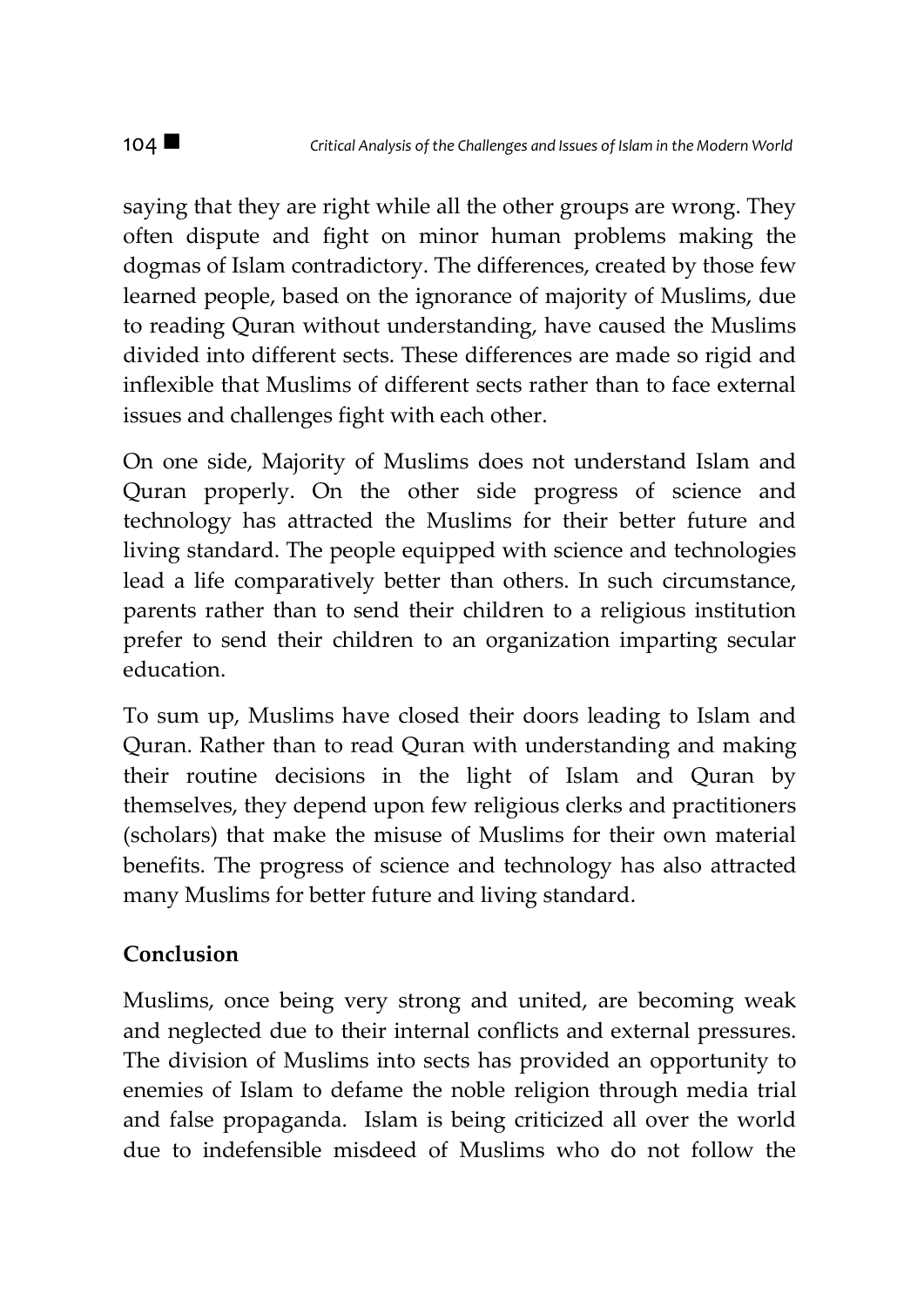saying that they are right while all the other groups are wrong. They often dispute and fight on minor human problems making the dogmas of Islam contradictory. The differences, created by those few learned people, based on the ignorance of majority of Muslims, due to reading Quran without understanding, have caused the Muslims divided into different sects. These differences are made so rigid and inflexible that Muslims of different sects rather than to face external issues and challenges fight with each other.

On one side, Majority of Muslims does not understand Islam and Quran properly. On the other side progress of science and technology has attracted the Muslims for their better future and living standard. The people equipped with science and technologies lead a life comparatively better than others. In such circumstance, parents rather than to send their children to a religious institution prefer to send their children to an organization imparting secular education.

To sum up, Muslims have closed their doors leading to Islam and Quran. Rather than to read Quran with understanding and making their routine decisions in the light of Islam and Quran by themselves, they depend upon few religious clerks and practitioners (scholars) that make the misuse of Muslims for their own material benefits. The progress of science and technology has also attracted many Muslims for better future and living standard.

## Conclusion

Muslims, once being very strong and united, are becoming weak and neglected due to their internal conflicts and external pressures. The division of Muslims into sects has provided an opportunity to enemies of Islam to defame the noble religion through media trial and false propaganda. Islam is being criticized all over the world due to indefensible misdeed of Muslims who do not follow the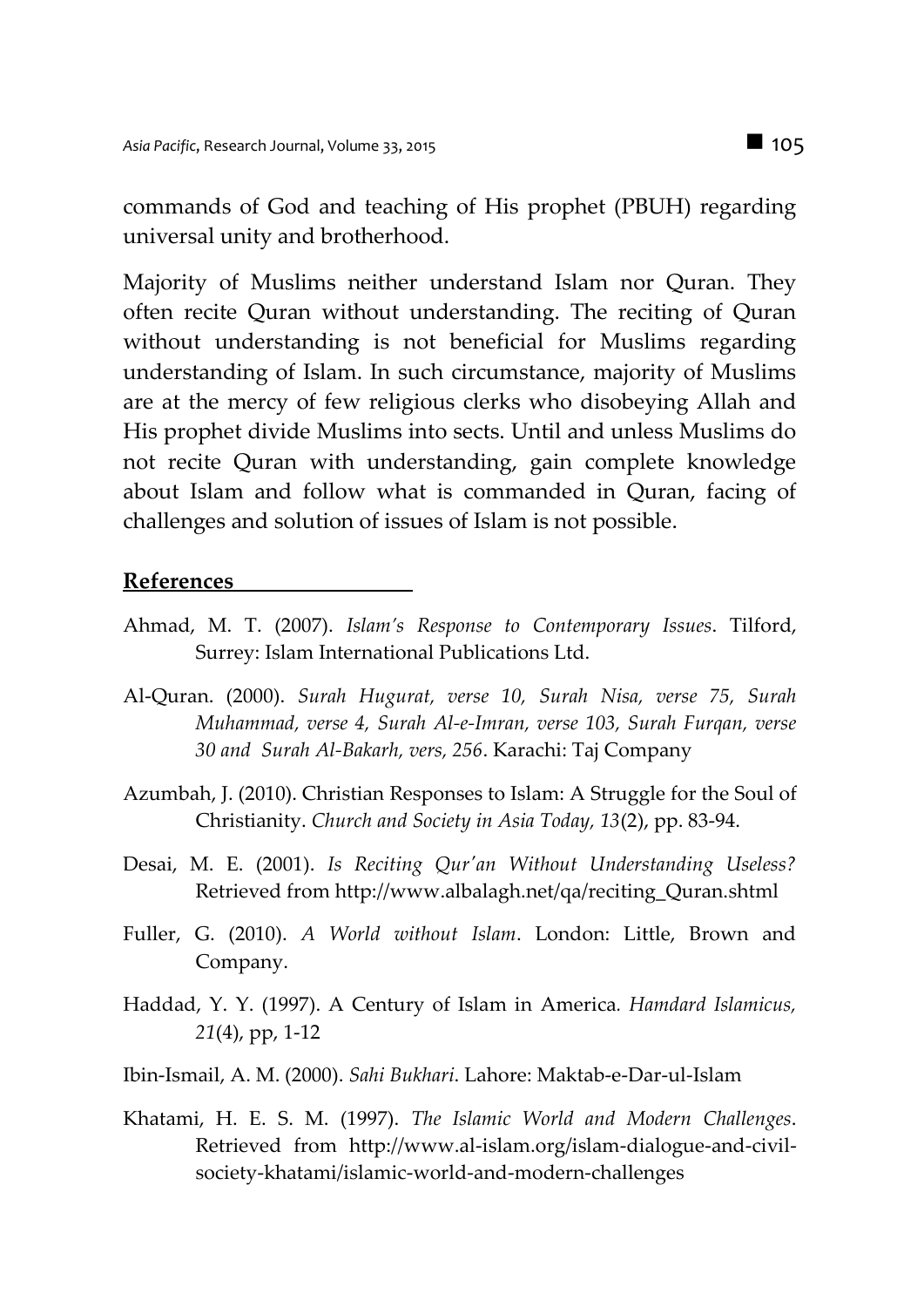commands of God and teaching of His prophet (PBUH) regarding universal unity and brotherhood.

Majority of Muslims neither understand Islam nor Quran. They often recite Quran without understanding. The reciting of Quran without understanding is not beneficial for Muslims regarding understanding of Islam. In such circumstance, majority of Muslims are at the mercy of few religious clerks who disobeying Allah and His prophet divide Muslims into sects. Until and unless Muslims do not recite Quran with understanding, gain complete knowledge about Islam and follow what is commanded in Quran, facing of challenges and solution of issues of Islam is not possible.

## References

Ahmad, M. T. (2007). *Islam's Response to Contemporary Issues*. Tilford, Surrey: Islam International Publications Ltd.

Al-Quran. (2000). *Surah Hugurat, verse 10, Surah Nisa, verse 75, Surah Muhammad, verse 4, Surah Al-e-Imran, verse 103, Surah Furqan, verse 30 and Surah Al-Bakarh, vers, 256*. Karachi: Taj Company

Azumbah, J. (2010). Christian Responses to Islam: A Struggle for the Soul of Christianity. *Church and Society in Asia Today, 13*(2), pp. 83-94.

Desai, M. E. (2001). *Is Reciting Qur'an Without Understanding Useless?* Retrieved from http://www.albalagh.net/qa/reciting_Quran.shtml

Fuller, G. (2010). *A World without Islam*. London: Little, Brown and Company.

Haddad, Y. Y. (1997). A Century of Islam in America. *Hamdard Islamicus, 21*(4), pp, 1-12

Ibin-Ismail, A. M. (2000). *Sahi Bukhari*. Lahore: Maktab-e-Dar-ul-Islam

Khatami, H. E. S. M. (1997). *The Islamic World and Modern Challenges*. Retrieved from http://www.al-islam.org/islam-dialogue-and-civil-society-khatami/islamic-world-and-modern-challenges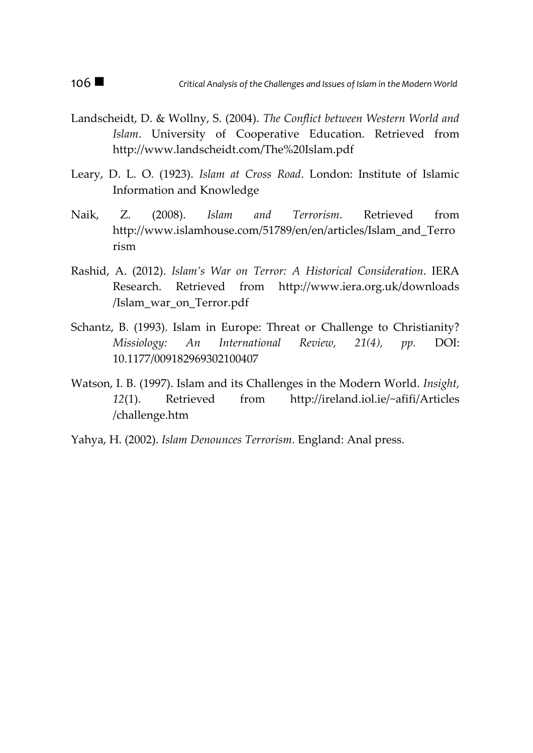Landscheidt, D. & Wollny, S. (2004). *The Conflict between Western World and Islam*. University of Cooperative Education. Retrieved from http://www.landscheidt.com/The%20Islam.pdf

Leary, D. L. O. (1923). *Islam at Cross Road*. London: Institute of Islamic Information and Knowledge

Naik, Z. (2008). *Islam and Terrorism*. Retrieved from http://www.islamhouse.com/51789/en/en/articles/Islam_and_Terrorism

Rashid, A. (2012). *Islam's War on Terror: A Historical Consideration*. IERA Research. Retrieved from http://www.iera.org.uk/downloads/Islam_war_on_Terror.pdf

Schantz, B. (1993). Islam in Europe: Threat or Challenge to Christianity? *Missiology: An International Review, 21(4), pp.* DOI: 10.1177/009182969302100407

Watson, I. B. (1997). Islam and its Challenges in the Modern World. *Insight, 12*(1). Retrieved from http://ireland.iol.ie/~afifi/Articles/challenge.htm

Yahya, H. (2002). *Islam Denounces Terrorism*. England: Anal press.